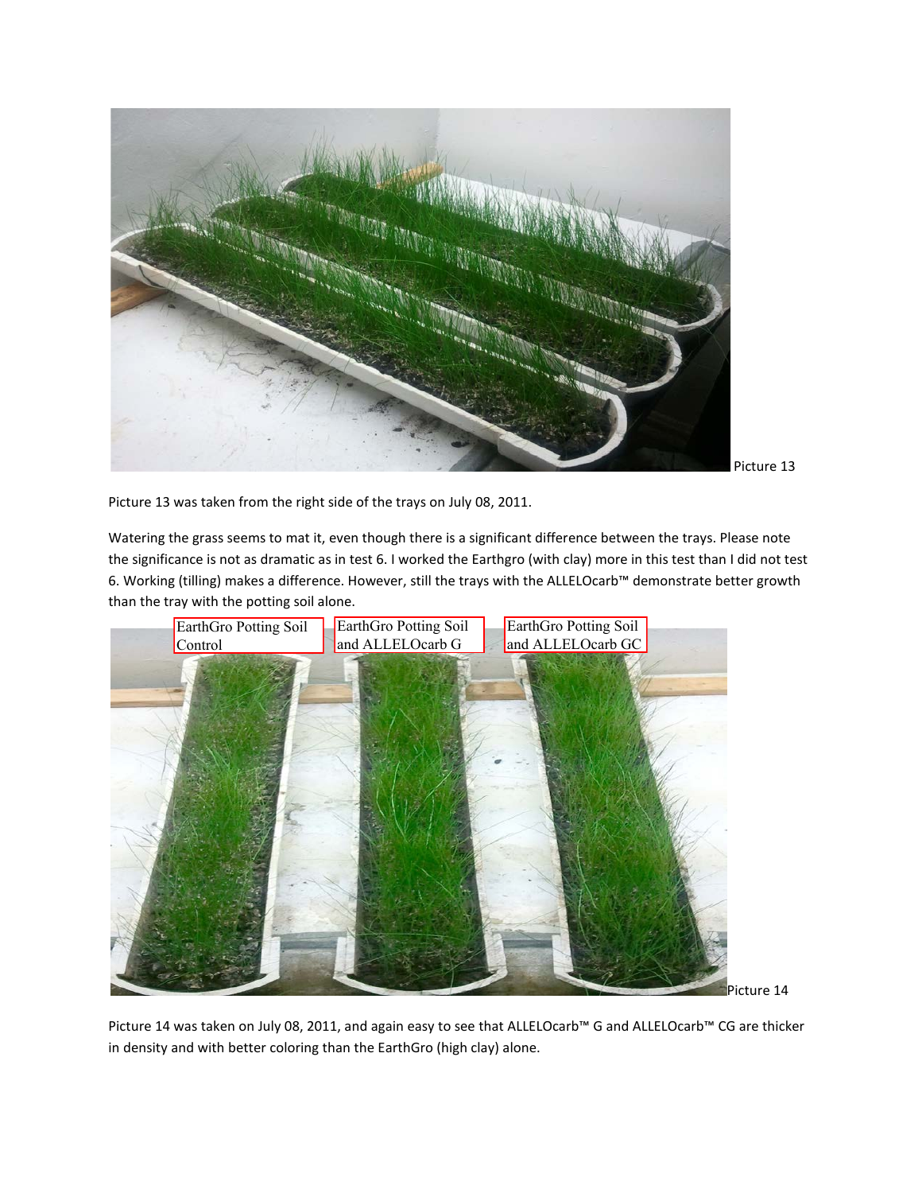Picture 13

Picture 13 was taken from the right side of the trays on July 08, 2011.

Watering the grass seems to mat it, even though there is a significant difference between the trays. Please note the significance is not as dramatic as in test 6. I worked the Earthgro (with clay) more in this test than I did not test 6. Working (tilling) makes a difference. However, still the trays with the ALLELOcarb™ demonstrate better growth than the tray with the potting soil alone.

EarthGro Potting Soil Control

EarthGro Potting Soil and ALLELOcarb G

EarthGro Potting Soil and ALLELOcarb GC

Picture 14

Picture 14 was taken on July 08, 2011, and again easy to see that ALLELOcarb™ G and ALLELOcarb™ CG are thicker in density and with better coloring than the EarthGro (high clay) alone.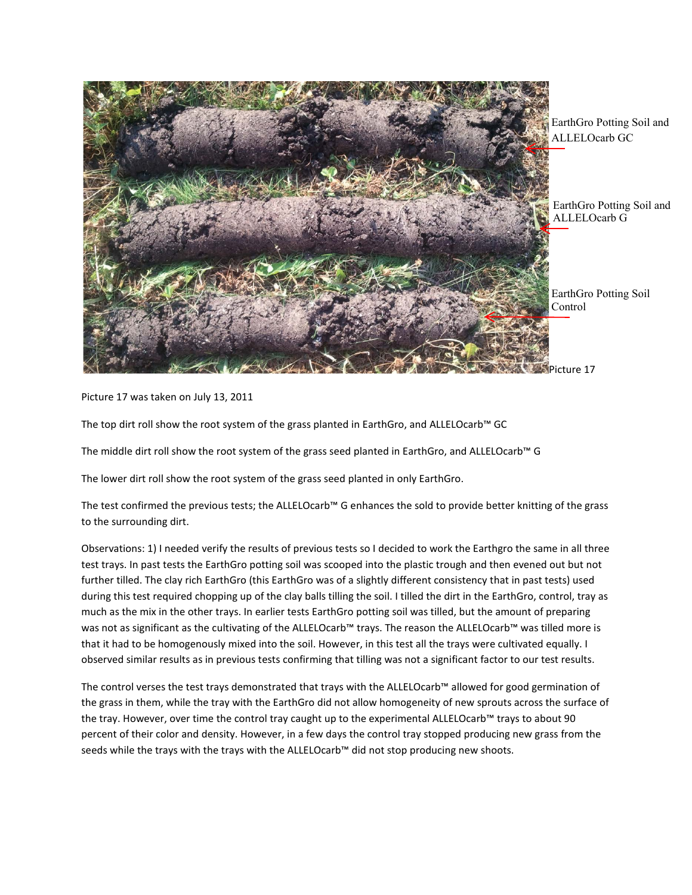EarthGro Potting Soil and ALLELOcarb GC

EarthGro Potting Soil and ALLELOcarb G

EarthGro Potting Soil Control

Picture 17

Picture 17 was taken on July 13, 2011

The top dirt roll show the root system of the grass planted in EarthGro, and ALLELOcarb™ GC

The middle dirt roll show the root system of the grass seed planted in EarthGro, and ALLELOcarb™ G

The lower dirt roll show the root system of the grass seed planted in only EarthGro.

The test confirmed the previous tests; the ALLELOcarb™ G enhances the sold to provide better knitting of the grass to the surrounding dirt.

Observations: 1) I needed verify the results of previous tests so I decided to work the Earthgro the same in all three test trays. In past tests the EarthGro potting soil was scooped into the plastic trough and then evened out but not further tilled. The clay rich EarthGro (this EarthGro was of a slightly different consistency that in past tests) used during this test required chopping up of the clay balls tilling the soil. I tilled the dirt in the EarthGro, control, tray as much as the mix in the other trays. In earlier tests EarthGro potting soil was tilled, but the amount of preparing was not as significant as the cultivating of the ALLELOcarb™ trays. The reason the ALLELOcarb™ was tilled more is that it had to be homogenously mixed into the soil. However, in this test all the trays were cultivated equally. I observed similar results as in previous tests confirming that tilling was not a significant factor to our test results.

The control verses the test trays demonstrated that trays with the ALLELOcarb™ allowed for good germination of the grass in them, while the tray with the EarthGro did not allow homogeneity of new sprouts across the surface of the tray. However, over time the control tray caught up to the experimental ALLELOcarb™ trays to about 90 percent of their color and density. However, in a few days the control tray stopped producing new grass from the seeds while the trays with the trays with the ALLELOcarb™ did not stop producing new shoots.